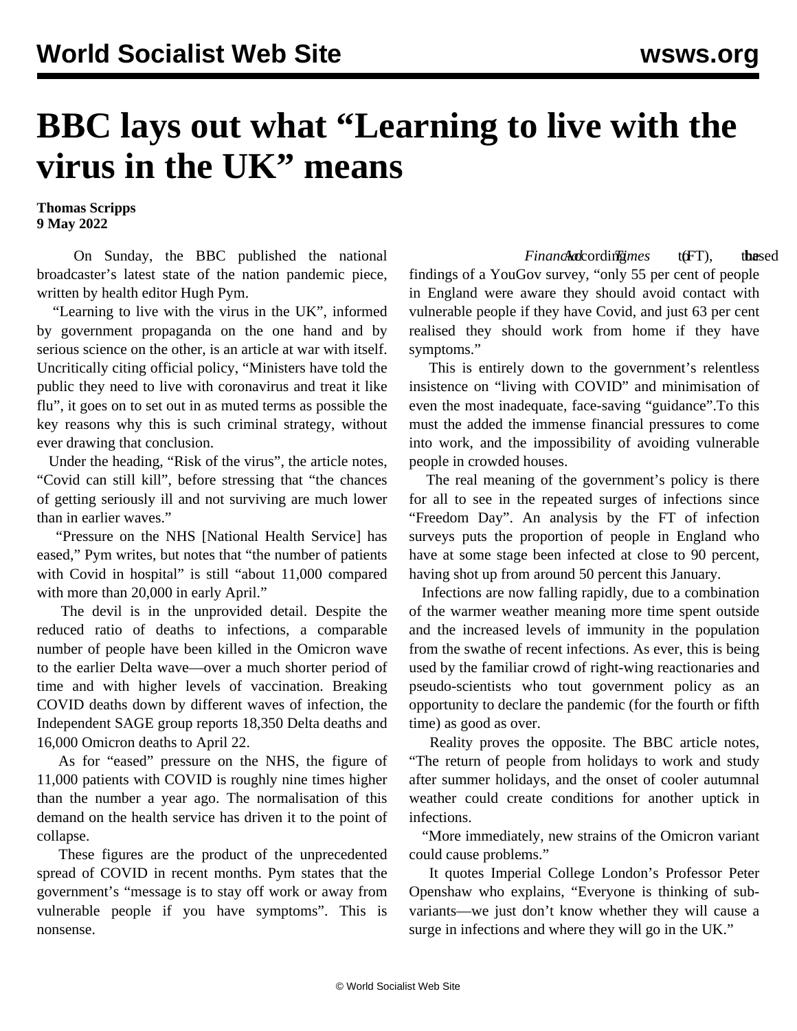# BBC lays out what "Learning to live with the virus in the UK" means

**Thomas Scripps**
**9 May 2022**

On Sunday, the BBC published the national broadcaster's latest state of the nation pandemic piece, written by health editor Hugh Pym.

"Learning to live with the virus in the UK", informed by government propaganda on the one hand and by serious science on the other, is an article at war with itself. Uncritically citing official policy, "Ministers have told the public they need to live with coronavirus and treat it like flu", it goes on to set out in as muted terms as possible the key reasons why this is such criminal strategy, without ever drawing that conclusion.

Under the heading, "Risk of the virus", the article notes, "Covid can still kill", before stressing that "the chances of getting seriously ill and not surviving are much lower than in earlier waves."

"Pressure on the NHS [National Health Service] has eased," Pym writes, but notes that "the number of patients with Covid in hospital" is still "about 11,000 compared with more than 20,000 in early April."

The devil is in the unprovided detail. Despite the reduced ratio of deaths to infections, a comparable number of people have been killed in the Omicron wave to the earlier Delta wave—over a much shorter period of time and with higher levels of vaccination. Breaking COVID deaths down by different waves of infection, the Independent SAGE group reports 18,350 Delta deaths and 16,000 Omicron deaths to April 22.

As for "eased" pressure on the NHS, the figure of 11,000 patients with COVID is roughly nine times higher than the number a year ago. The normalisation of this demand on the health service has driven it to the point of collapse.

These figures are the product of the unprecedented spread of COVID in recent months. Pym states that the government's "message is to stay off work or away from vulnerable people if you have symptoms". This is nonsense.

According to the *Financial Times* (FT), the based findings of a YouGov survey, "only 55 per cent of people in England were aware they should avoid contact with vulnerable people if they have Covid, and just 63 per cent realised they should work from home if they have symptoms."

This is entirely down to the government's relentless insistence on "living with COVID" and minimisation of even the most inadequate, face-saving "guidance".To this must the added the immense financial pressures to come into work, and the impossibility of avoiding vulnerable people in crowded houses.

The real meaning of the government's policy is there for all to see in the repeated surges of infections since "Freedom Day". An analysis by the FT of infection surveys puts the proportion of people in England who have at some stage been infected at close to 90 percent, having shot up from around 50 percent this January.

Infections are now falling rapidly, due to a combination of the warmer weather meaning more time spent outside and the increased levels of immunity in the population from the swathe of recent infections. As ever, this is being used by the familiar crowd of right-wing reactionaries and pseudo-scientists who tout government policy as an opportunity to declare the pandemic (for the fourth or fifth time) as good as over.

Reality proves the opposite. The BBC article notes, "The return of people from holidays to work and study after summer holidays, and the onset of cooler autumnal weather could create conditions for another uptick in infections.

"More immediately, new strains of the Omicron variant could cause problems."

It quotes Imperial College London's Professor Peter Openshaw who explains, "Everyone is thinking of sub-variants—we just don't know whether they will cause a surge in infections and where they will go in the UK."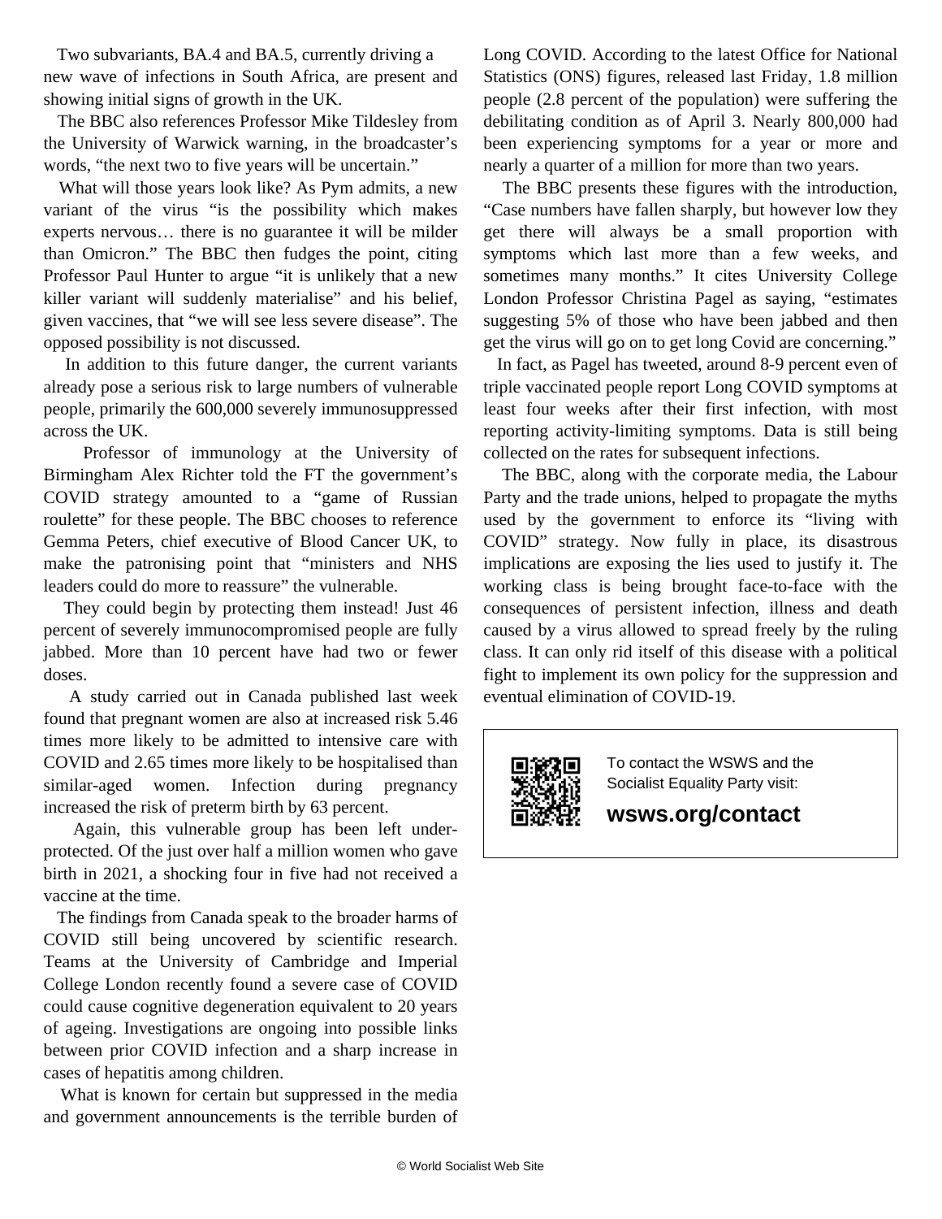Two subvariants, BA.4 and BA.5, currently driving a new wave of infections in South Africa, are present and showing initial signs of growth in the UK.

The BBC also references Professor Mike Tildesley from the University of Warwick warning, in the broadcaster's words, "the next two to five years will be uncertain."

What will those years look like? As Pym admits, a new variant of the virus "is the possibility which makes experts nervous… there is no guarantee it will be milder than Omicron." The BBC then fudges the point, citing Professor Paul Hunter to argue "it is unlikely that a new killer variant will suddenly materialise" and his belief, given vaccines, that "we will see less severe disease". The opposed possibility is not discussed.

In addition to this future danger, the current variants already pose a serious risk to large numbers of vulnerable people, primarily the 600,000 severely immunosuppressed across the UK.

Professor of immunology at the University of Birmingham Alex Richter told the FT the government's COVID strategy amounted to a "game of Russian roulette" for these people. The BBC chooses to reference Gemma Peters, chief executive of Blood Cancer UK, to make the patronising point that "ministers and NHS leaders could do more to reassure" the vulnerable.

They could begin by protecting them instead! Just 46 percent of severely immunocompromised people are fully jabbed. More than 10 percent have had two or fewer doses.

A study carried out in Canada published last week found that pregnant women are also at increased risk 5.46 times more likely to be admitted to intensive care with COVID and 2.65 times more likely to be hospitalised than similar-aged women. Infection during pregnancy increased the risk of preterm birth by 63 percent.

Again, this vulnerable group has been left under-protected. Of the just over half a million women who gave birth in 2021, a shocking four in five had not received a vaccine at the time.

The findings from Canada speak to the broader harms of COVID still being uncovered by scientific research. Teams at the University of Cambridge and Imperial College London recently found a severe case of COVID could cause cognitive degeneration equivalent to 20 years of ageing. Investigations are ongoing into possible links between prior COVID infection and a sharp increase in cases of hepatitis among children.

What is known for certain but suppressed in the media and government announcements is the terrible burden of Long COVID. According to the latest Office for National Statistics (ONS) figures, released last Friday, 1.8 million people (2.8 percent of the population) were suffering the debilitating condition as of April 3. Nearly 800,000 had been experiencing symptoms for a year or more and nearly a quarter of a million for more than two years.

The BBC presents these figures with the introduction, "Case numbers have fallen sharply, but however low they get there will always be a small proportion with symptoms which last more than a few weeks, and sometimes many months." It cites University College London Professor Christina Pagel as saying, "estimates suggesting 5% of those who have been jabbed and then get the virus will go on to get long Covid are concerning."

In fact, as Pagel has tweeted, around 8-9 percent even of triple vaccinated people report Long COVID symptoms at least four weeks after their first infection, with most reporting activity-limiting symptoms. Data is still being collected on the rates for subsequent infections.

The BBC, along with the corporate media, the Labour Party and the trade unions, helped to propagate the myths used by the government to enforce its "living with COVID" strategy. Now fully in place, its disastrous implications are exposing the lies used to justify it. The working class is being brought face-to-face with the consequences of persistent infection, illness and death caused by a virus allowed to spread freely by the ruling class. It can only rid itself of this disease with a political fight to implement its own policy for the suppression and eventual elimination of COVID-19.

To contact the WSWS and the Socialist Equality Party visit:

**wsws.org/contact**